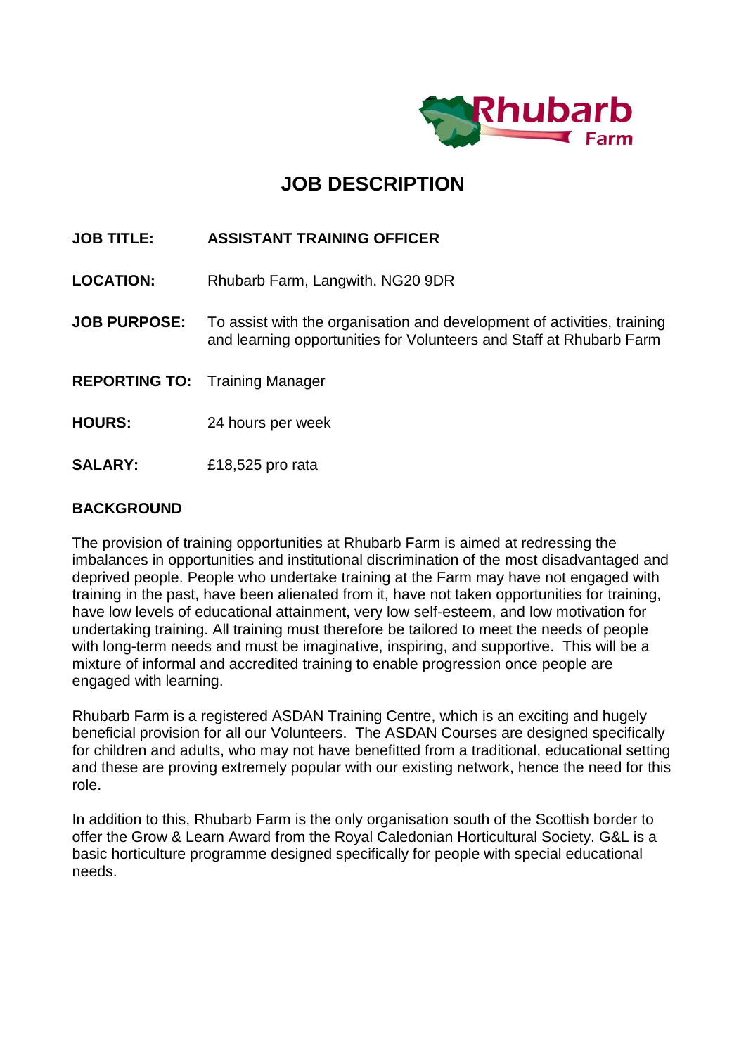# JOB DESCRIPTION

**JOB TITLE:** **ASSISTANT TRAINING OFFICER**

**LOCATION:** Rhubarb Farm, Langwith. NG20 9DR

**JOB PURPOSE:** To assist with the organisation and development of activities, training and learning opportunities for Volunteers and Staff at Rhubarb Farm

**REPORTING TO:** Training Manager

**HOURS:** 24 hours per week

**SALARY:** £18,525 pro rata

## BACKGROUND

The provision of training opportunities at Rhubarb Farm is aimed at redressing the imbalances in opportunities and institutional discrimination of the most disadvantaged and deprived people. People who undertake training at the Farm may have not engaged with training in the past, have been alienated from it, have not taken opportunities for training, have low levels of educational attainment, very low self-esteem, and low motivation for undertaking training. All training must therefore be tailored to meet the needs of people with long-term needs and must be imaginative, inspiring, and supportive. This will be a mixture of informal and accredited training to enable progression once people are engaged with learning.

Rhubarb Farm is a registered ASDAN Training Centre, which is an exciting and hugely beneficial provision for all our Volunteers. The ASDAN Courses are designed specifically for children and adults, who may not have benefitted from a traditional, educational setting and these are proving extremely popular with our existing network, hence the need for this role.

In addition to this, Rhubarb Farm is the only organisation south of the Scottish border to offer the Grow & Learn Award from the Royal Caledonian Horticultural Society. G&L is a basic horticulture programme designed specifically for people with special educational needs.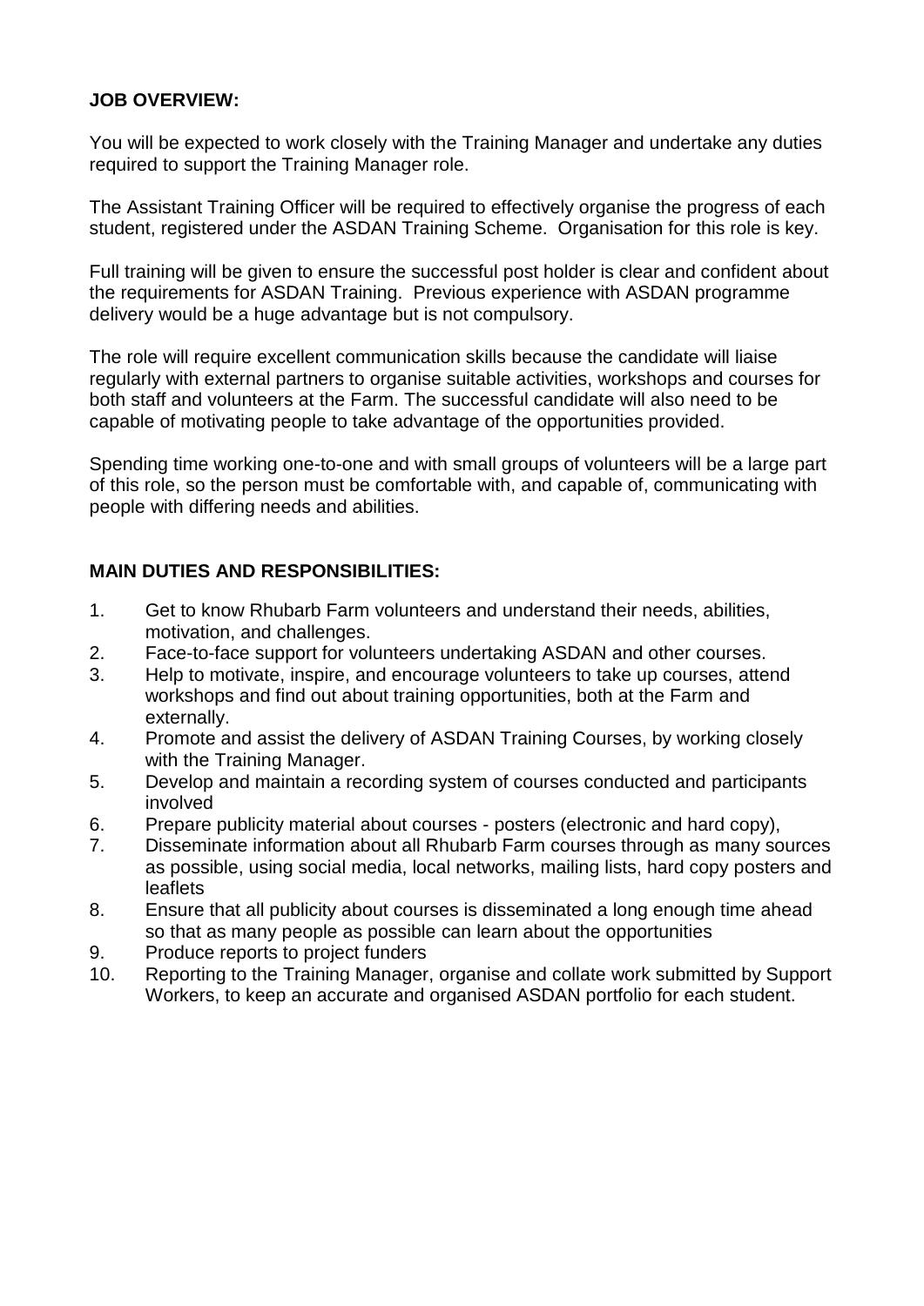**JOB OVERVIEW:**

You will be expected to work closely with the Training Manager and undertake any duties required to support the Training Manager role.

The Assistant Training Officer will be required to effectively organise the progress of each student, registered under the ASDAN Training Scheme. Organisation for this role is key.

Full training will be given to ensure the successful post holder is clear and confident about the requirements for ASDAN Training. Previous experience with ASDAN programme delivery would be a huge advantage but is not compulsory.

The role will require excellent communication skills because the candidate will liaise regularly with external partners to organise suitable activities, workshops and courses for both staff and volunteers at the Farm. The successful candidate will also need to be capable of motivating people to take advantage of the opportunities provided.

Spending time working one-to-one and with small groups of volunteers will be a large part of this role, so the person must be comfortable with, and capable of, communicating with people with differing needs and abilities.

**MAIN DUTIES AND RESPONSIBILITIES:**

1. Get to know Rhubarb Farm volunteers and understand their needs, abilities, motivation, and challenges.
2. Face-to-face support for volunteers undertaking ASDAN and other courses.
3. Help to motivate, inspire, and encourage volunteers to take up courses, attend workshops and find out about training opportunities, both at the Farm and externally.
4. Promote and assist the delivery of ASDAN Training Courses, by working closely with the Training Manager.
5. Develop and maintain a recording system of courses conducted and participants involved
6. Prepare publicity material about courses - posters (electronic and hard copy),
7. Disseminate information about all Rhubarb Farm courses through as many sources as possible, using social media, local networks, mailing lists, hard copy posters and leaflets
8. Ensure that all publicity about courses is disseminated a long enough time ahead so that as many people as possible can learn about the opportunities
9. Produce reports to project funders
10. Reporting to the Training Manager, organise and collate work submitted by Support Workers, to keep an accurate and organised ASDAN portfolio for each student.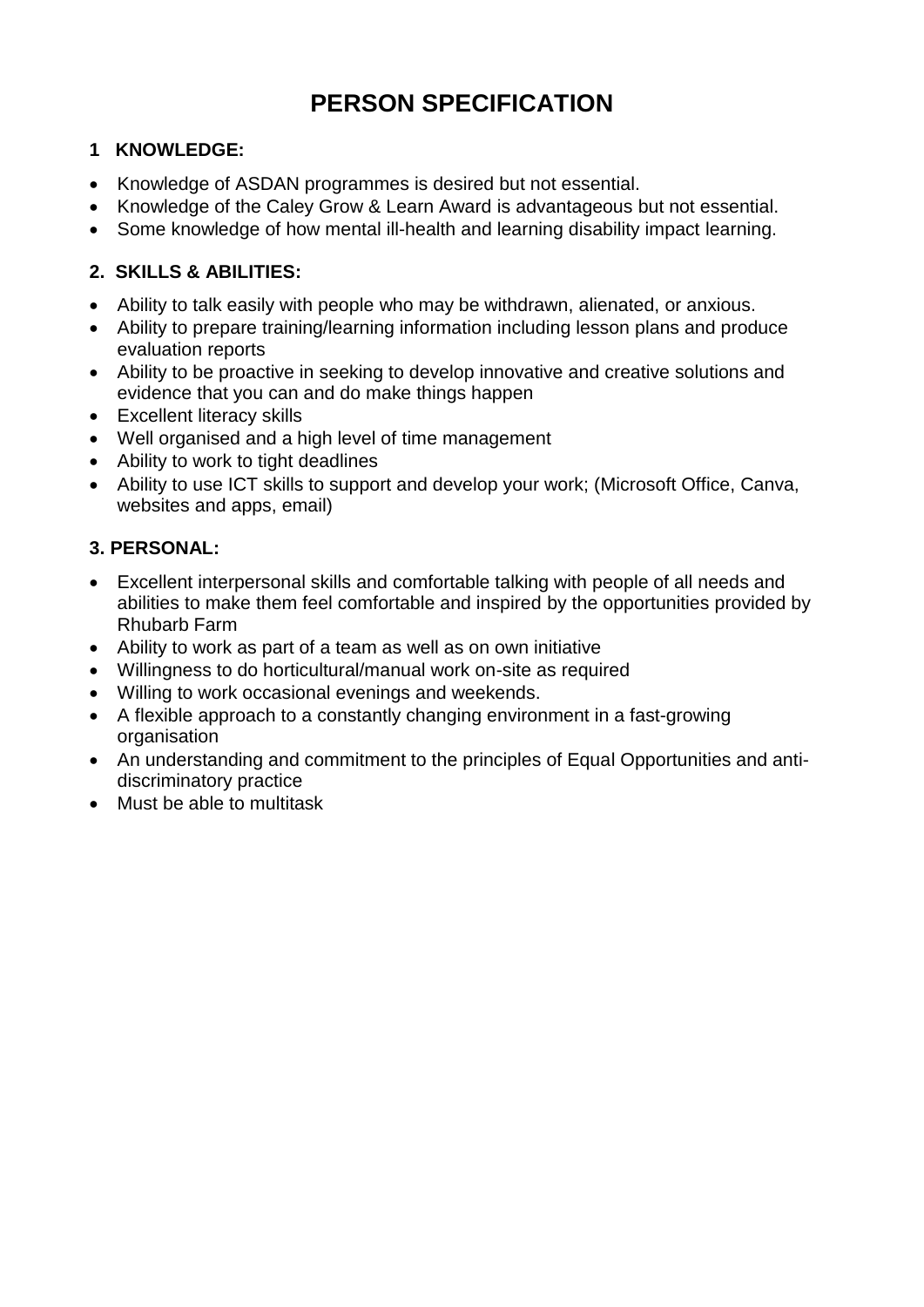# PERSON SPECIFICATION

## 1 KNOWLEDGE:

- Knowledge of ASDAN programmes is desired but not essential.
- Knowledge of the Caley Grow & Learn Award is advantageous but not essential.
- Some knowledge of how mental ill-health and learning disability impact learning.

## 2. SKILLS & ABILITIES:

- Ability to talk easily with people who may be withdrawn, alienated, or anxious.
- Ability to prepare training/learning information including lesson plans and produce evaluation reports
- Ability to be proactive in seeking to develop innovative and creative solutions and evidence that you can and do make things happen
- Excellent literacy skills
- Well organised and a high level of time management
- Ability to work to tight deadlines
- Ability to use ICT skills to support and develop your work; (Microsoft Office, Canva, websites and apps, email)

## 3. PERSONAL:

- Excellent interpersonal skills and comfortable talking with people of all needs and abilities to make them feel comfortable and inspired by the opportunities provided by Rhubarb Farm
- Ability to work as part of a team as well as on own initiative
- Willingness to do horticultural/manual work on-site as required
- Willing to work occasional evenings and weekends.
- A flexible approach to a constantly changing environment in a fast-growing organisation
- An understanding and commitment to the principles of Equal Opportunities and anti-discriminatory practice
- Must be able to multitask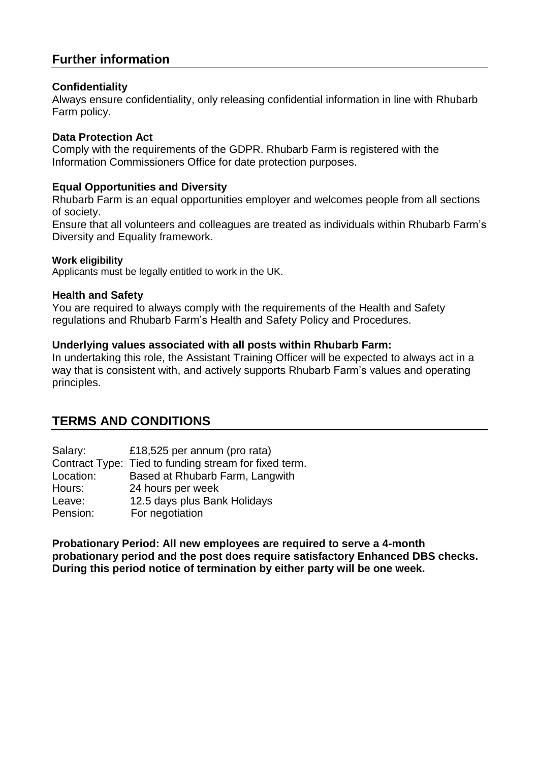## Further information

**Confidentiality**
Always ensure confidentiality, only releasing confidential information in line with Rhubarb Farm policy.

**Data Protection Act**
Comply with the requirements of the GDPR. Rhubarb Farm is registered with the Information Commissioners Office for date protection purposes.

**Equal Opportunities and Diversity**
Rhubarb Farm is an equal opportunities employer and welcomes people from all sections of society.
Ensure that all volunteers and colleagues are treated as individuals within Rhubarb Farm's Diversity and Equality framework.

**Work eligibility**
Applicants must be legally entitled to work in the UK.

**Health and Safety**
You are required to always comply with the requirements of the Health and Safety regulations and Rhubarb Farm's Health and Safety Policy and Procedures.

**Underlying values associated with all posts within Rhubarb Farm:**
In undertaking this role, the Assistant Training Officer will be expected to always act in a way that is consistent with, and actively supports Rhubarb Farm's values and operating principles.

## TERMS AND CONDITIONS

| | |
|---|---|
| Salary: | £18,525 per annum (pro rata) |
| Contract Type: | Tied to funding stream for fixed term. |
| Location: | Based at Rhubarb Farm, Langwith |
| Hours: | 24 hours per week |
| Leave: | 12.5 days plus Bank Holidays |
| Pension: | For negotiation |

**Probationary Period: All new employees are required to serve a 4-month probationary period and the post does require satisfactory Enhanced DBS checks. During this period notice of termination by either party will be one week.**